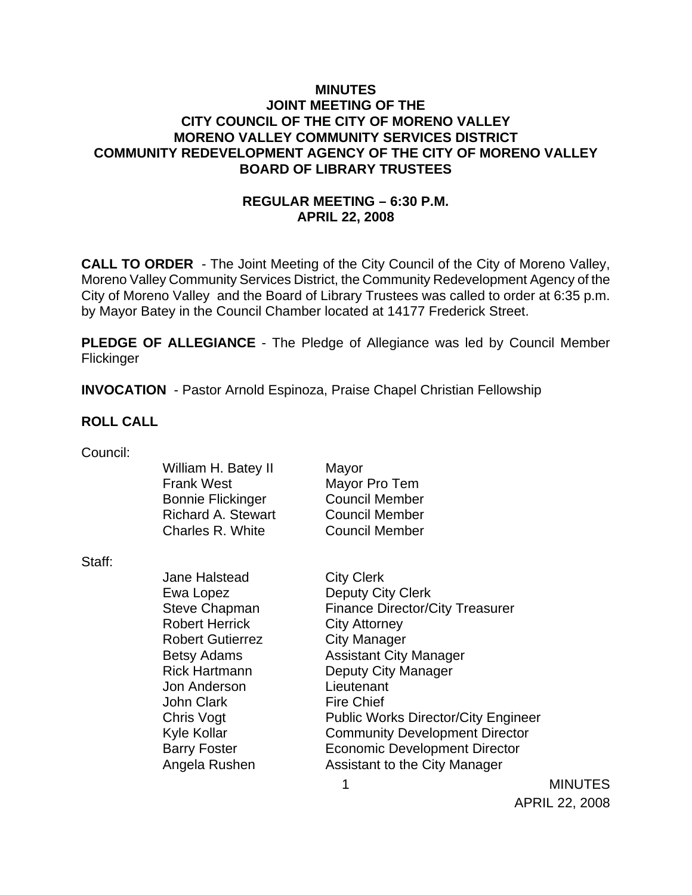# MINUTES
# JOINT MEETING OF THE
# CITY COUNCIL OF THE CITY OF MORENO VALLEY
# MORENO VALLEY COMMUNITY SERVICES DISTRICT
# COMMUNITY REDEVELOPMENT AGENCY OF THE CITY OF MORENO VALLEY
# BOARD OF LIBRARY TRUSTEES

## REGULAR MEETING – 6:30 P.M.
## APRIL 22, 2008

**CALL TO ORDER** - The Joint Meeting of the City Council of the City of Moreno Valley, Moreno Valley Community Services District, the Community Redevelopment Agency of the City of Moreno Valley and the Board of Library Trustees was called to order at 6:35 p.m. by Mayor Batey in the Council Chamber located at 14177 Frederick Street.

**PLEDGE OF ALLEGIANCE** - The Pledge of Allegiance was led by Council Member Flickinger

**INVOCATION** - Pastor Arnold Espinoza, Praise Chapel Christian Fellowship

**ROLL CALL**

Council:

| | |
|---|---|
| William H. Batey II | Mayor |
| Frank West | Mayor Pro Tem |
| Bonnie Flickinger | Council Member |
| Richard A. Stewart | Council Member |
| Charles R. White | Council Member |

Staff:

| | |
|---|---|
| Jane Halstead | City Clerk |
| Ewa Lopez | Deputy City Clerk |
| Steve Chapman | Finance Director/City Treasurer |
| Robert Herrick | City Attorney |
| Robert Gutierrez | City Manager |
| Betsy Adams | Assistant City Manager |
| Rick Hartmann | Deputy City Manager |
| Jon Anderson | Lieutenant |
| John Clark | Fire Chief |
| Chris Vogt | Public Works Director/City Engineer |
| Kyle Kollar | Community Development Director |
| Barry Foster | Economic Development Director |
| Angela Rushen | Assistant to the City Manager |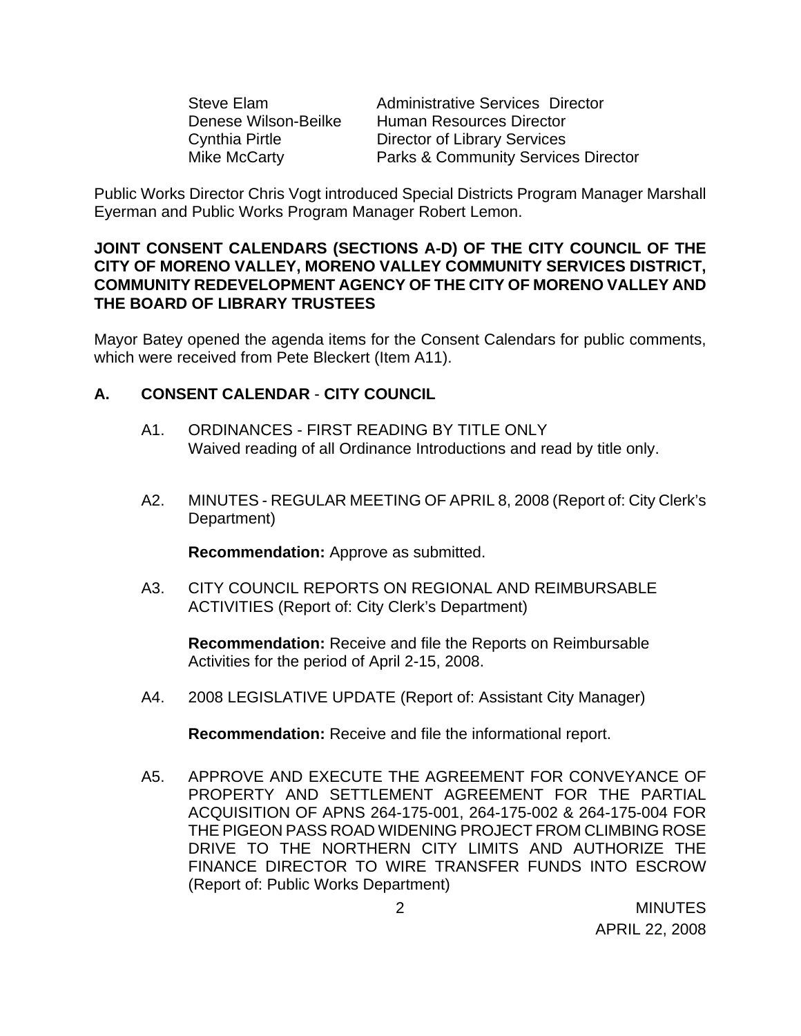| | |
|---|---|
| Steve Elam | Administrative Services Director |
| Denese Wilson-Beilke | Human Resources Director |
| Cynthia Pirtle | Director of Library Services |
| Mike McCarty | Parks & Community Services Director |

Public Works Director Chris Vogt introduced Special Districts Program Manager Marshall Eyerman and Public Works Program Manager Robert Lemon.

**JOINT CONSENT CALENDARS (SECTIONS A-D) OF THE CITY COUNCIL OF THE CITY OF MORENO VALLEY, MORENO VALLEY COMMUNITY SERVICES DISTRICT, COMMUNITY REDEVELOPMENT AGENCY OF THE CITY OF MORENO VALLEY AND THE BOARD OF LIBRARY TRUSTEES**

Mayor Batey opened the agenda items for the Consent Calendars for public comments, which were received from Pete Bleckert (Item A11).

## A. CONSENT CALENDAR - CITY COUNCIL

A1. ORDINANCES - FIRST READING BY TITLE ONLY
Waived reading of all Ordinance Introductions and read by title only.

A2. MINUTES - REGULAR MEETING OF APRIL 8, 2008 (Report of: City Clerk's Department)

**Recommendation:** Approve as submitted.

A3. CITY COUNCIL REPORTS ON REGIONAL AND REIMBURSABLE ACTIVITIES (Report of: City Clerk's Department)

**Recommendation:** Receive and file the Reports on Reimbursable Activities for the period of April 2-15, 2008.

A4. 2008 LEGISLATIVE UPDATE (Report of: Assistant City Manager)

**Recommendation:** Receive and file the informational report.

A5. APPROVE AND EXECUTE THE AGREEMENT FOR CONVEYANCE OF PROPERTY AND SETTLEMENT AGREEMENT FOR THE PARTIAL ACQUISITION OF APNS 264-175-001, 264-175-002 & 264-175-004 FOR THE PIGEON PASS ROAD WIDENING PROJECT FROM CLIMBING ROSE DRIVE TO THE NORTHERN CITY LIMITS AND AUTHORIZE THE FINANCE DIRECTOR TO WIRE TRANSFER FUNDS INTO ESCROW (Report of: Public Works Department)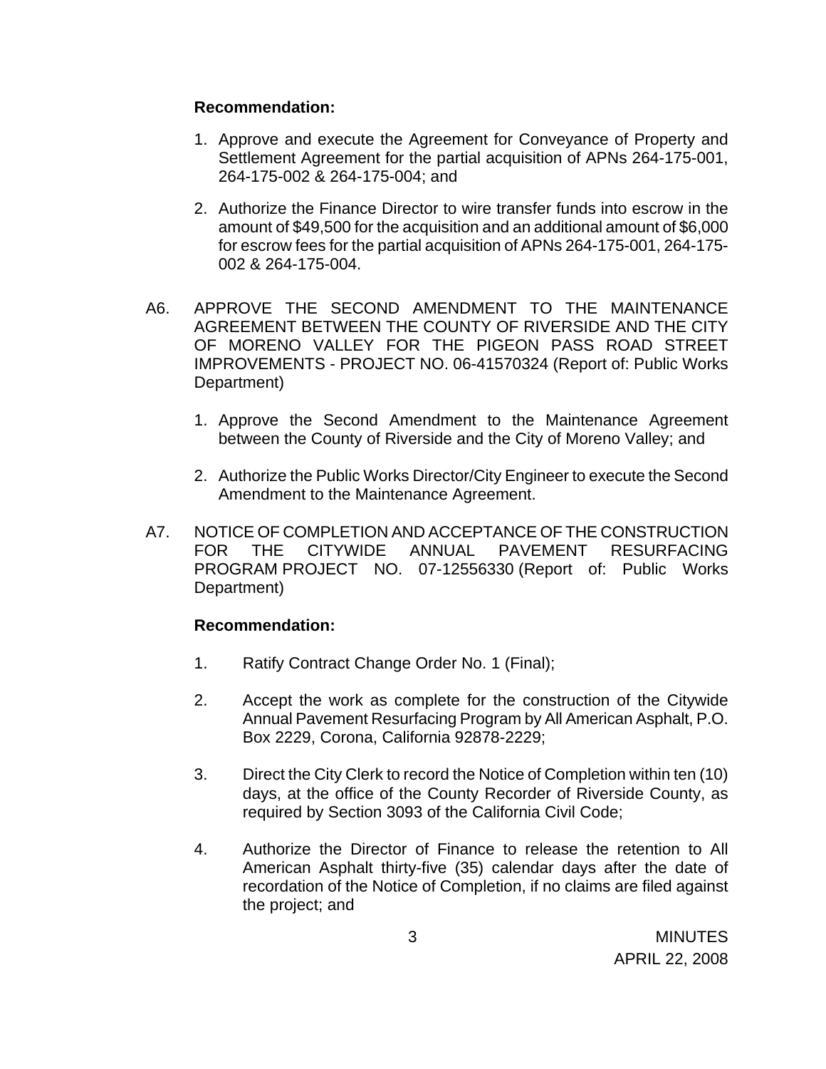**Recommendation:**

1. Approve and execute the Agreement for Conveyance of Property and Settlement Agreement for the partial acquisition of APNs 264-175-001, 264-175-002 & 264-175-004; and

2. Authorize the Finance Director to wire transfer funds into escrow in the amount of $49,500 for the acquisition and an additional amount of $6,000 for escrow fees for the partial acquisition of APNs 264-175-001, 264-175-002 & 264-175-004.

A6. APPROVE THE SECOND AMENDMENT TO THE MAINTENANCE AGREEMENT BETWEEN THE COUNTY OF RIVERSIDE AND THE CITY OF MORENO VALLEY FOR THE PIGEON PASS ROAD STREET IMPROVEMENTS - PROJECT NO. 06-41570324 (Report of: Public Works Department)

1. Approve the Second Amendment to the Maintenance Agreement between the County of Riverside and the City of Moreno Valley; and

2. Authorize the Public Works Director/City Engineer to execute the Second Amendment to the Maintenance Agreement.

A7. NOTICE OF COMPLETION AND ACCEPTANCE OF THE CONSTRUCTION FOR THE CITYWIDE ANNUAL PAVEMENT RESURFACING PROGRAM PROJECT NO. 07-12556330 (Report of: Public Works Department)

**Recommendation:**

1. Ratify Contract Change Order No. 1 (Final);

2. Accept the work as complete for the construction of the Citywide Annual Pavement Resurfacing Program by All American Asphalt, P.O. Box 2229, Corona, California 92878-2229;

3. Direct the City Clerk to record the Notice of Completion within ten (10) days, at the office of the County Recorder of Riverside County, as required by Section 3093 of the California Civil Code;

4. Authorize the Director of Finance to release the retention to All American Asphalt thirty-five (35) calendar days after the date of recordation of the Notice of Completion, if no claims are filed against the project; and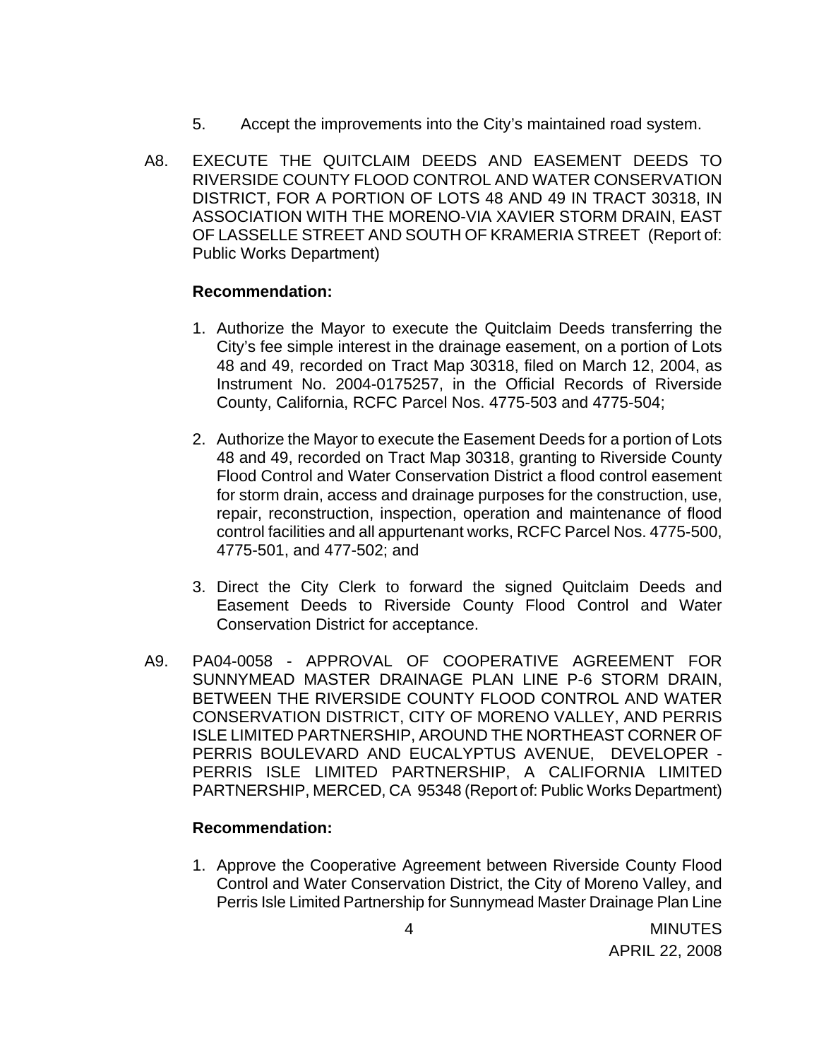5. Accept the improvements into the City's maintained road system.

A8. EXECUTE THE QUITCLAIM DEEDS AND EASEMENT DEEDS TO RIVERSIDE COUNTY FLOOD CONTROL AND WATER CONSERVATION DISTRICT, FOR A PORTION OF LOTS 48 AND 49 IN TRACT 30318, IN ASSOCIATION WITH THE MORENO-VIA XAVIER STORM DRAIN, EAST OF LASSELLE STREET AND SOUTH OF KRAMERIA STREET (Report of: Public Works Department)

**Recommendation:**

1. Authorize the Mayor to execute the Quitclaim Deeds transferring the City's fee simple interest in the drainage easement, on a portion of Lots 48 and 49, recorded on Tract Map 30318, filed on March 12, 2004, as Instrument No. 2004-0175257, in the Official Records of Riverside County, California, RCFC Parcel Nos. 4775-503 and 4775-504;

2. Authorize the Mayor to execute the Easement Deeds for a portion of Lots 48 and 49, recorded on Tract Map 30318, granting to Riverside County Flood Control and Water Conservation District a flood control easement for storm drain, access and drainage purposes for the construction, use, repair, reconstruction, inspection, operation and maintenance of flood control facilities and all appurtenant works, RCFC Parcel Nos. 4775-500, 4775-501, and 477-502; and

3. Direct the City Clerk to forward the signed Quitclaim Deeds and Easement Deeds to Riverside County Flood Control and Water Conservation District for acceptance.

A9. PA04-0058 - APPROVAL OF COOPERATIVE AGREEMENT FOR SUNNYMEAD MASTER DRAINAGE PLAN LINE P-6 STORM DRAIN, BETWEEN THE RIVERSIDE COUNTY FLOOD CONTROL AND WATER CONSERVATION DISTRICT, CITY OF MORENO VALLEY, AND PERRIS ISLE LIMITED PARTNERSHIP, AROUND THE NORTHEAST CORNER OF PERRIS BOULEVARD AND EUCALYPTUS AVENUE, DEVELOPER - PERRIS ISLE LIMITED PARTNERSHIP, A CALIFORNIA LIMITED PARTNERSHIP, MERCED, CA 95348 (Report of: Public Works Department)

**Recommendation:**

1. Approve the Cooperative Agreement between Riverside County Flood Control and Water Conservation District, the City of Moreno Valley, and Perris Isle Limited Partnership for Sunnymead Master Drainage Plan Line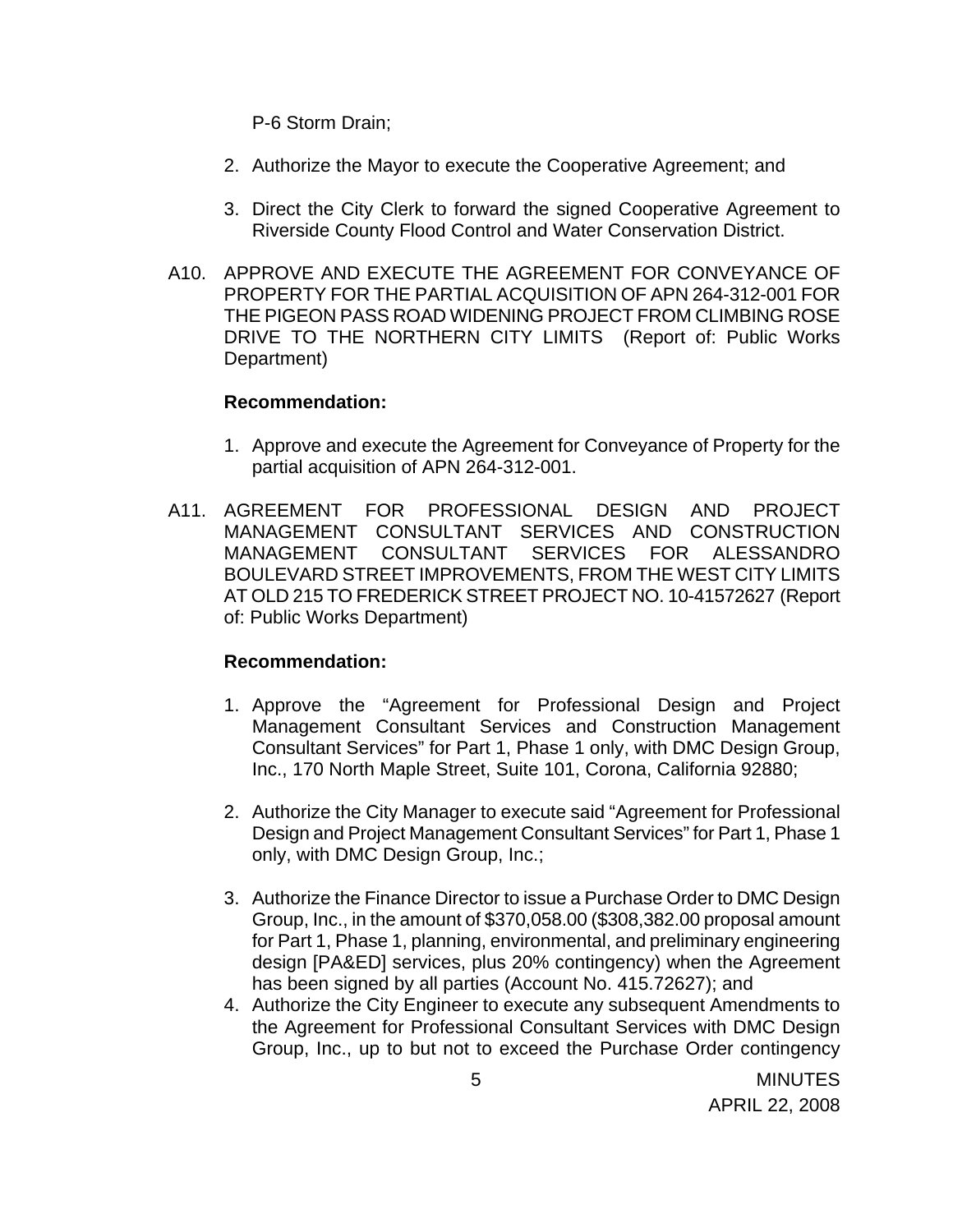P-6 Storm Drain;

2. Authorize the Mayor to execute the Cooperative Agreement; and

3. Direct the City Clerk to forward the signed Cooperative Agreement to Riverside County Flood Control and Water Conservation District.

A10. APPROVE AND EXECUTE THE AGREEMENT FOR CONVEYANCE OF PROPERTY FOR THE PARTIAL ACQUISITION OF APN 264-312-001 FOR THE PIGEON PASS ROAD WIDENING PROJECT FROM CLIMBING ROSE DRIVE TO THE NORTHERN CITY LIMITS (Report of: Public Works Department)

**Recommendation:**

1. Approve and execute the Agreement for Conveyance of Property for the partial acquisition of APN 264-312-001.

A11. AGREEMENT FOR PROFESSIONAL DESIGN AND PROJECT MANAGEMENT CONSULTANT SERVICES AND CONSTRUCTION MANAGEMENT CONSULTANT SERVICES FOR ALESSANDRO BOULEVARD STREET IMPROVEMENTS, FROM THE WEST CITY LIMITS AT OLD 215 TO FREDERICK STREET PROJECT NO. 10-41572627 (Report of: Public Works Department)

**Recommendation:**

1. Approve the "Agreement for Professional Design and Project Management Consultant Services and Construction Management Consultant Services" for Part 1, Phase 1 only, with DMC Design Group, Inc., 170 North Maple Street, Suite 101, Corona, California 92880;

2. Authorize the City Manager to execute said "Agreement for Professional Design and Project Management Consultant Services" for Part 1, Phase 1 only, with DMC Design Group, Inc.;

3. Authorize the Finance Director to issue a Purchase Order to DMC Design Group, Inc., in the amount of $370,058.00 ($308,382.00 proposal amount for Part 1, Phase 1, planning, environmental, and preliminary engineering design [PA&ED] services, plus 20% contingency) when the Agreement has been signed by all parties (Account No. 415.72627); and
4. Authorize the City Engineer to execute any subsequent Amendments to the Agreement for Professional Consultant Services with DMC Design Group, Inc., up to but not to exceed the Purchase Order contingency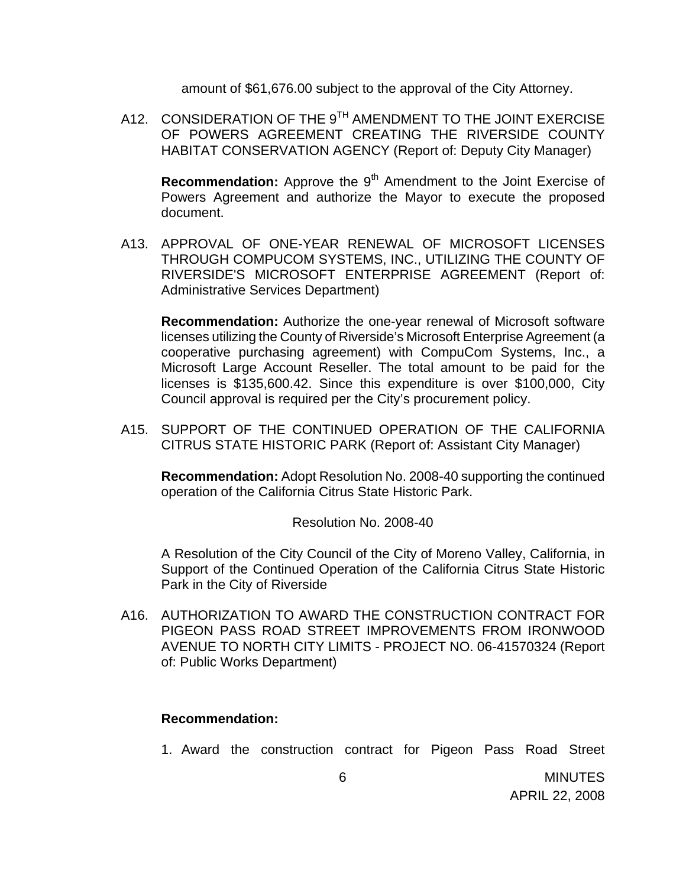amount of $61,676.00 subject to the approval of the City Attorney.

A12. CONSIDERATION OF THE 9TH AMENDMENT TO THE JOINT EXERCISE OF POWERS AGREEMENT CREATING THE RIVERSIDE COUNTY HABITAT CONSERVATION AGENCY (Report of: Deputy City Manager)

**Recommendation:** Approve the 9th Amendment to the Joint Exercise of Powers Agreement and authorize the Mayor to execute the proposed document.

A13. APPROVAL OF ONE-YEAR RENEWAL OF MICROSOFT LICENSES THROUGH COMPUCOM SYSTEMS, INC., UTILIZING THE COUNTY OF RIVERSIDE'S MICROSOFT ENTERPRISE AGREEMENT (Report of: Administrative Services Department)

**Recommendation:** Authorize the one-year renewal of Microsoft software licenses utilizing the County of Riverside's Microsoft Enterprise Agreement (a cooperative purchasing agreement) with CompuCom Systems, Inc., a Microsoft Large Account Reseller. The total amount to be paid for the licenses is $135,600.42. Since this expenditure is over $100,000, City Council approval is required per the City's procurement policy.

A15. SUPPORT OF THE CONTINUED OPERATION OF THE CALIFORNIA CITRUS STATE HISTORIC PARK (Report of: Assistant City Manager)

**Recommendation:** Adopt Resolution No. 2008-40 supporting the continued operation of the California Citrus State Historic Park.

Resolution No. 2008-40

A Resolution of the City Council of the City of Moreno Valley, California, in Support of the Continued Operation of the California Citrus State Historic Park in the City of Riverside

A16. AUTHORIZATION TO AWARD THE CONSTRUCTION CONTRACT FOR PIGEON PASS ROAD STREET IMPROVEMENTS FROM IRONWOOD AVENUE TO NORTH CITY LIMITS - PROJECT NO. 06-41570324 (Report of: Public Works Department)

**Recommendation:**

1. Award the construction contract for Pigeon Pass Road Street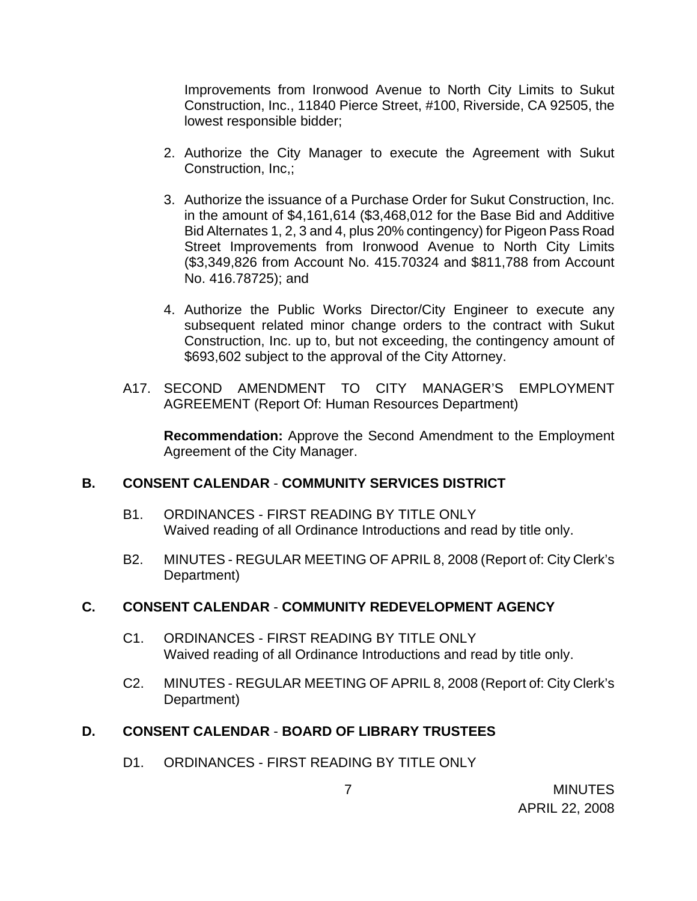Improvements from Ironwood Avenue to North City Limits to Sukut Construction, Inc., 11840 Pierce Street, #100, Riverside, CA 92505, the lowest responsible bidder;

2. Authorize the City Manager to execute the Agreement with Sukut Construction, Inc,;

3. Authorize the issuance of a Purchase Order for Sukut Construction, Inc. in the amount of $4,161,614 ($3,468,012 for the Base Bid and Additive Bid Alternates 1, 2, 3 and 4, plus 20% contingency) for Pigeon Pass Road Street Improvements from Ironwood Avenue to North City Limits ($3,349,826 from Account No. 415.70324 and $811,788 from Account No. 416.78725); and

4. Authorize the Public Works Director/City Engineer to execute any subsequent related minor change orders to the contract with Sukut Construction, Inc. up to, but not exceeding, the contingency amount of $693,602 subject to the approval of the City Attorney.

A17. SECOND AMENDMENT TO CITY MANAGER'S EMPLOYMENT AGREEMENT (Report Of: Human Resources Department)

**Recommendation:** Approve the Second Amendment to the Employment Agreement of the City Manager.

## B. CONSENT CALENDAR - COMMUNITY SERVICES DISTRICT

B1. ORDINANCES - FIRST READING BY TITLE ONLY
Waived reading of all Ordinance Introductions and read by title only.

B2. MINUTES - REGULAR MEETING OF APRIL 8, 2008 (Report of: City Clerk's Department)

## C. CONSENT CALENDAR - COMMUNITY REDEVELOPMENT AGENCY

C1. ORDINANCES - FIRST READING BY TITLE ONLY
Waived reading of all Ordinance Introductions and read by title only.

C2. MINUTES - REGULAR MEETING OF APRIL 8, 2008 (Report of: City Clerk's Department)

## D. CONSENT CALENDAR - BOARD OF LIBRARY TRUSTEES

D1. ORDINANCES - FIRST READING BY TITLE ONLY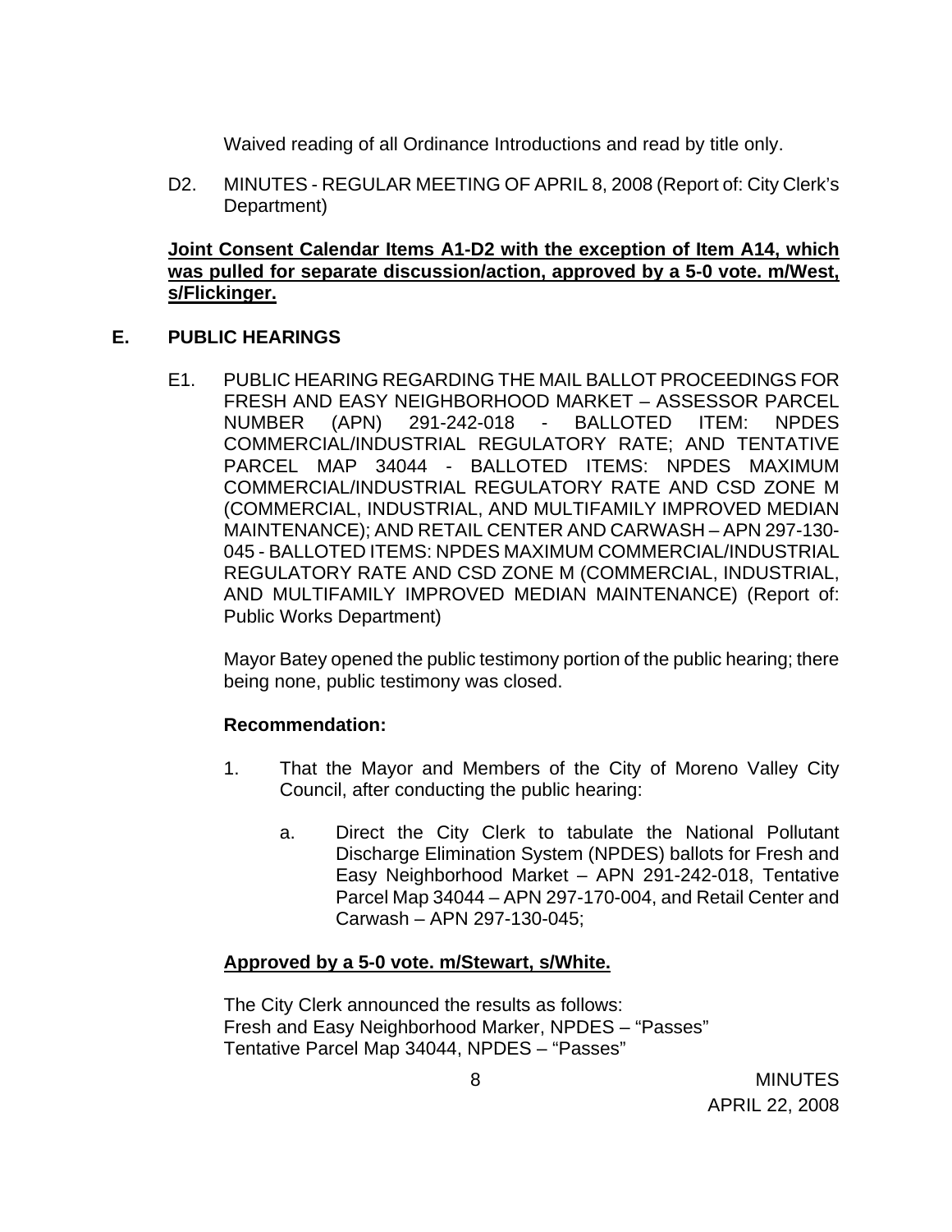Waived reading of all Ordinance Introductions and read by title only.

D2. MINUTES - REGULAR MEETING OF APRIL 8, 2008 (Report of: City Clerk's Department)

**Joint Consent Calendar Items A1-D2 with the exception of Item A14, which was pulled for separate discussion/action, approved by a 5-0 vote. m/West, s/Flickinger.**

## E. PUBLIC HEARINGS

E1. PUBLIC HEARING REGARDING THE MAIL BALLOT PROCEEDINGS FOR FRESH AND EASY NEIGHBORHOOD MARKET – ASSESSOR PARCEL NUMBER (APN) 291-242-018 - BALLOTED ITEM: NPDES COMMERCIAL/INDUSTRIAL REGULATORY RATE; AND TENTATIVE PARCEL MAP 34044 - BALLOTED ITEMS: NPDES MAXIMUM COMMERCIAL/INDUSTRIAL REGULATORY RATE AND CSD ZONE M (COMMERCIAL, INDUSTRIAL, AND MULTIFAMILY IMPROVED MEDIAN MAINTENANCE); AND RETAIL CENTER AND CARWASH – APN 297-130-045 - BALLOTED ITEMS: NPDES MAXIMUM COMMERCIAL/INDUSTRIAL REGULATORY RATE AND CSD ZONE M (COMMERCIAL, INDUSTRIAL, AND MULTIFAMILY IMPROVED MEDIAN MAINTENANCE) (Report of: Public Works Department)

Mayor Batey opened the public testimony portion of the public hearing; there being none, public testimony was closed.

**Recommendation:**

1. That the Mayor and Members of the City of Moreno Valley City Council, after conducting the public hearing:

   a. Direct the City Clerk to tabulate the National Pollutant Discharge Elimination System (NPDES) ballots for Fresh and Easy Neighborhood Market – APN 291-242-018, Tentative Parcel Map 34044 – APN 297-170-004, and Retail Center and Carwash – APN 297-130-045;

**Approved by a 5-0 vote. m/Stewart, s/White.**

The City Clerk announced the results as follows:
Fresh and Easy Neighborhood Marker, NPDES – "Passes"
Tentative Parcel Map 34044, NPDES – "Passes"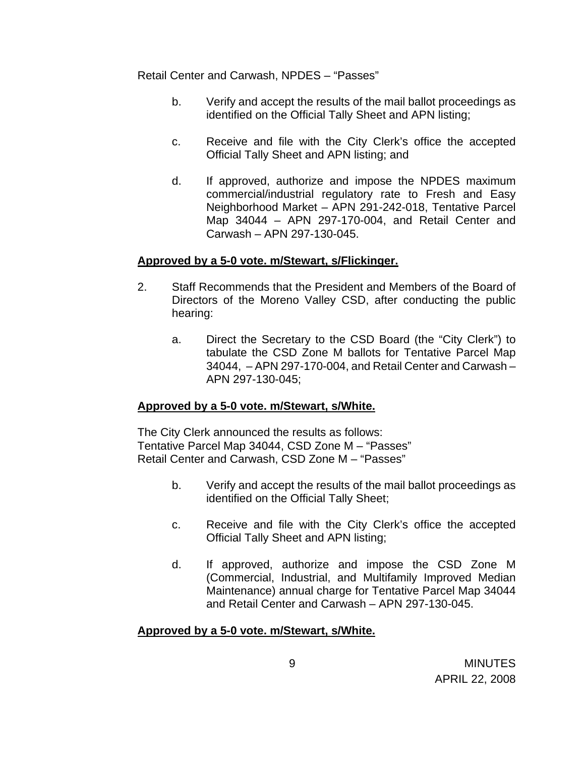Retail Center and Carwash, NPDES – "Passes"

b. Verify and accept the results of the mail ballot proceedings as identified on the Official Tally Sheet and APN listing;

c. Receive and file with the City Clerk's office the accepted Official Tally Sheet and APN listing; and

d. If approved, authorize and impose the NPDES maximum commercial/industrial regulatory rate to Fresh and Easy Neighborhood Market – APN 291-242-018, Tentative Parcel Map 34044 – APN 297-170-004, and Retail Center and Carwash – APN 297-130-045.

**Approved by a 5-0 vote. m/Stewart, s/Flickinger.**

2. Staff Recommends that the President and Members of the Board of Directors of the Moreno Valley CSD, after conducting the public hearing:

   a. Direct the Secretary to the CSD Board (the "City Clerk") to tabulate the CSD Zone M ballots for Tentative Parcel Map 34044, – APN 297-170-004, and Retail Center and Carwash – APN 297-130-045;

**Approved by a 5-0 vote. m/Stewart, s/White.**

The City Clerk announced the results as follows:
Tentative Parcel Map 34044, CSD Zone M – "Passes"
Retail Center and Carwash, CSD Zone M – "Passes"

b. Verify and accept the results of the mail ballot proceedings as identified on the Official Tally Sheet;

c. Receive and file with the City Clerk's office the accepted Official Tally Sheet and APN listing;

d. If approved, authorize and impose the CSD Zone M (Commercial, Industrial, and Multifamily Improved Median Maintenance) annual charge for Tentative Parcel Map 34044 and Retail Center and Carwash – APN 297-130-045.

**Approved by a 5-0 vote. m/Stewart, s/White.**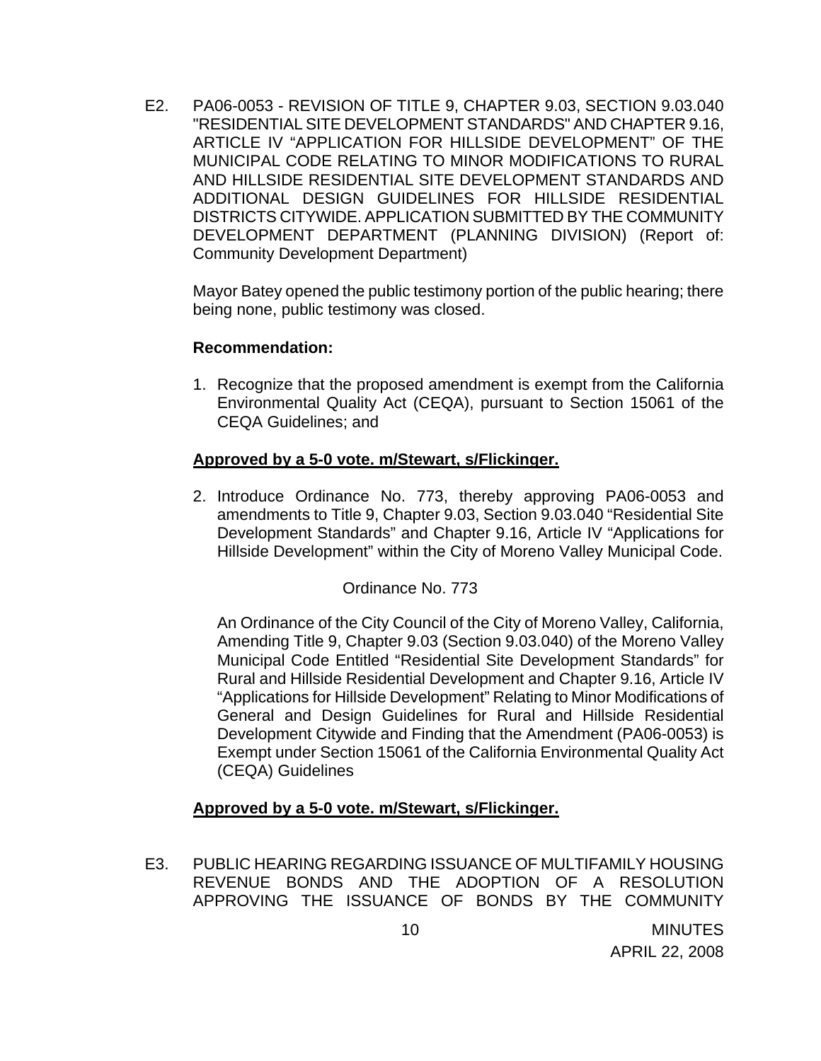E2. PA06-0053 - REVISION OF TITLE 9, CHAPTER 9.03, SECTION 9.03.040 "RESIDENTIAL SITE DEVELOPMENT STANDARDS" AND CHAPTER 9.16, ARTICLE IV "APPLICATION FOR HILLSIDE DEVELOPMENT" OF THE MUNICIPAL CODE RELATING TO MINOR MODIFICATIONS TO RURAL AND HILLSIDE RESIDENTIAL SITE DEVELOPMENT STANDARDS AND ADDITIONAL DESIGN GUIDELINES FOR HILLSIDE RESIDENTIAL DISTRICTS CITYWIDE. APPLICATION SUBMITTED BY THE COMMUNITY DEVELOPMENT DEPARTMENT (PLANNING DIVISION) (Report of: Community Development Department)

Mayor Batey opened the public testimony portion of the public hearing; there being none, public testimony was closed.

**Recommendation:**

1. Recognize that the proposed amendment is exempt from the California Environmental Quality Act (CEQA), pursuant to Section 15061 of the CEQA Guidelines; and

**Approved by a 5-0 vote. m/Stewart, s/Flickinger.**

2. Introduce Ordinance No. 773, thereby approving PA06-0053 and amendments to Title 9, Chapter 9.03, Section 9.03.040 "Residential Site Development Standards" and Chapter 9.16, Article IV "Applications for Hillside Development" within the City of Moreno Valley Municipal Code.

Ordinance No. 773

An Ordinance of the City Council of the City of Moreno Valley, California, Amending Title 9, Chapter 9.03 (Section 9.03.040) of the Moreno Valley Municipal Code Entitled "Residential Site Development Standards" for Rural and Hillside Residential Development and Chapter 9.16, Article IV "Applications for Hillside Development" Relating to Minor Modifications of General and Design Guidelines for Rural and Hillside Residential Development Citywide and Finding that the Amendment (PA06-0053) is Exempt under Section 15061 of the California Environmental Quality Act (CEQA) Guidelines

**Approved by a 5-0 vote. m/Stewart, s/Flickinger.**

E3. PUBLIC HEARING REGARDING ISSUANCE OF MULTIFAMILY HOUSING REVENUE BONDS AND THE ADOPTION OF A RESOLUTION APPROVING THE ISSUANCE OF BONDS BY THE COMMUNITY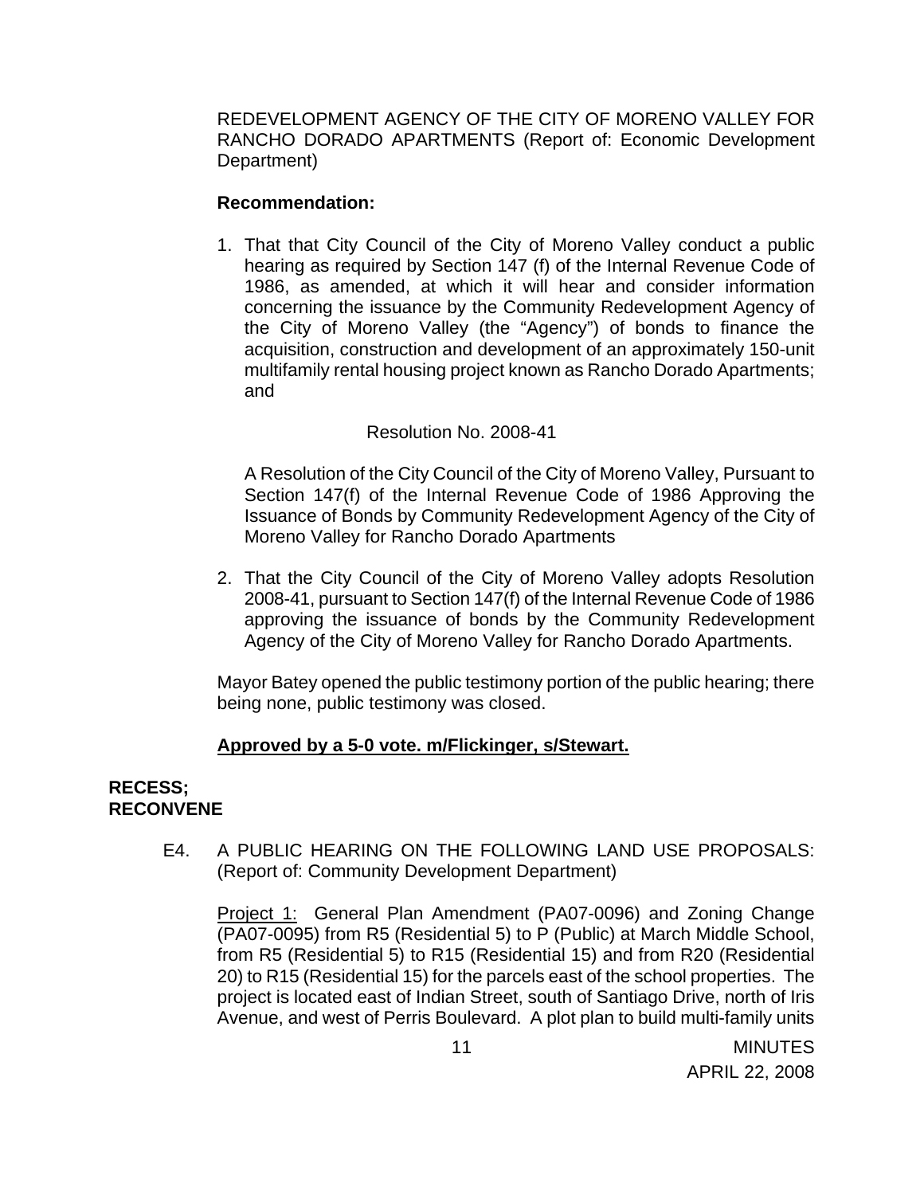REDEVELOPMENT AGENCY OF THE CITY OF MORENO VALLEY FOR RANCHO DORADO APARTMENTS (Report of: Economic Development Department)

**Recommendation:**

1. That that City Council of the City of Moreno Valley conduct a public hearing as required by Section 147 (f) of the Internal Revenue Code of 1986, as amended, at which it will hear and consider information concerning the issuance by the Community Redevelopment Agency of the City of Moreno Valley (the "Agency") of bonds to finance the acquisition, construction and development of an approximately 150-unit multifamily rental housing project known as Rancho Dorado Apartments; and

   Resolution No. 2008-41

   A Resolution of the City Council of the City of Moreno Valley, Pursuant to Section 147(f) of the Internal Revenue Code of 1986 Approving the Issuance of Bonds by Community Redevelopment Agency of the City of Moreno Valley for Rancho Dorado Apartments

2. That the City Council of the City of Moreno Valley adopts Resolution 2008-41, pursuant to Section 147(f) of the Internal Revenue Code of 1986 approving the issuance of bonds by the Community Redevelopment Agency of the City of Moreno Valley for Rancho Dorado Apartments.

Mayor Batey opened the public testimony portion of the public hearing; there being none, public testimony was closed.

**Approved by a 5-0 vote. m/Flickinger, s/Stewart.**

**RECESS; RECONVENE**

E4. A PUBLIC HEARING ON THE FOLLOWING LAND USE PROPOSALS: (Report of: Community Development Department)

Project 1: General Plan Amendment (PA07-0096) and Zoning Change (PA07-0095) from R5 (Residential 5) to P (Public) at March Middle School, from R5 (Residential 5) to R15 (Residential 15) and from R20 (Residential 20) to R15 (Residential 15) for the parcels east of the school properties. The project is located east of Indian Street, south of Santiago Drive, north of Iris Avenue, and west of Perris Boulevard. A plot plan to build multi-family units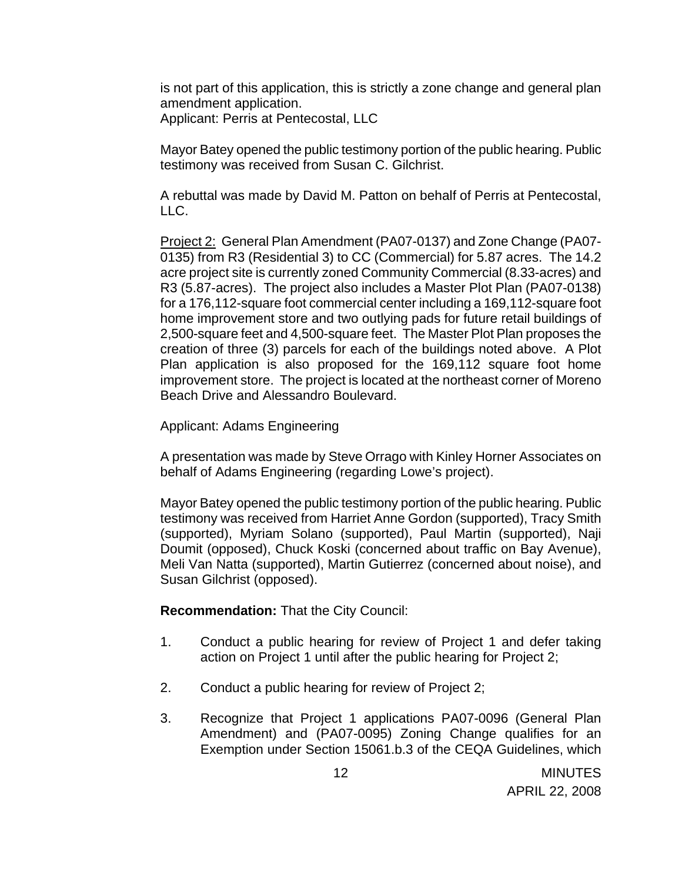is not part of this application, this is strictly a zone change and general plan amendment application.
Applicant: Perris at Pentecostal, LLC

Mayor Batey opened the public testimony portion of the public hearing. Public testimony was received from Susan C. Gilchrist.

A rebuttal was made by David M. Patton on behalf of Perris at Pentecostal, LLC.

Project 2: General Plan Amendment (PA07-0137) and Zone Change (PA07-0135) from R3 (Residential 3) to CC (Commercial) for 5.87 acres. The 14.2 acre project site is currently zoned Community Commercial (8.33-acres) and R3 (5.87-acres). The project also includes a Master Plot Plan (PA07-0138) for a 176,112-square foot commercial center including a 169,112-square foot home improvement store and two outlying pads for future retail buildings of 2,500-square feet and 4,500-square feet. The Master Plot Plan proposes the creation of three (3) parcels for each of the buildings noted above. A Plot Plan application is also proposed for the 169,112 square foot home improvement store. The project is located at the northeast corner of Moreno Beach Drive and Alessandro Boulevard.

Applicant: Adams Engineering

A presentation was made by Steve Orrago with Kinley Horner Associates on behalf of Adams Engineering (regarding Lowe's project).

Mayor Batey opened the public testimony portion of the public hearing. Public testimony was received from Harriet Anne Gordon (supported), Tracy Smith (supported), Myriam Solano (supported), Paul Martin (supported), Naji Doumit (opposed), Chuck Koski (concerned about traffic on Bay Avenue), Meli Van Natta (supported), Martin Gutierrez (concerned about noise), and Susan Gilchrist (opposed).

**Recommendation:** That the City Council:

1. Conduct a public hearing for review of Project 1 and defer taking action on Project 1 until after the public hearing for Project 2;

2. Conduct a public hearing for review of Project 2;

3. Recognize that Project 1 applications PA07-0096 (General Plan Amendment) and (PA07-0095) Zoning Change qualifies for an Exemption under Section 15061.b.3 of the CEQA Guidelines, which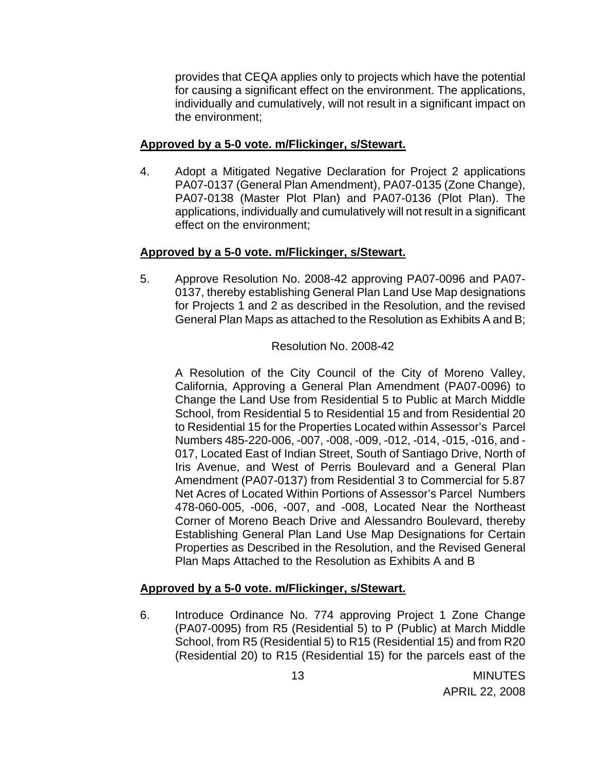provides that CEQA applies only to projects which have the potential for causing a significant effect on the environment. The applications, individually and cumulatively, will not result in a significant impact on the environment;

**Approved by a 5-0 vote. m/Flickinger, s/Stewart.**

4. Adopt a Mitigated Negative Declaration for Project 2 applications PA07-0137 (General Plan Amendment), PA07-0135 (Zone Change), PA07-0138 (Master Plot Plan) and PA07-0136 (Plot Plan). The applications, individually and cumulatively will not result in a significant effect on the environment;

**Approved by a 5-0 vote. m/Flickinger, s/Stewart.**

5. Approve Resolution No. 2008-42 approving PA07-0096 and PA07-0137, thereby establishing General Plan Land Use Map designations for Projects 1 and 2 as described in the Resolution, and the revised General Plan Maps as attached to the Resolution as Exhibits A and B;

   Resolution No. 2008-42

   A Resolution of the City Council of the City of Moreno Valley, California, Approving a General Plan Amendment (PA07-0096) to Change the Land Use from Residential 5 to Public at March Middle School, from Residential 5 to Residential 15 and from Residential 20 to Residential 15 for the Properties Located within Assessor's Parcel Numbers 485-220-006, -007, -008, -009, -012, -014, -015, -016, and -017, Located East of Indian Street, South of Santiago Drive, North of Iris Avenue, and West of Perris Boulevard and a General Plan Amendment (PA07-0137) from Residential 3 to Commercial for 5.87 Net Acres of Located Within Portions of Assessor's Parcel Numbers 478-060-005, -006, -007, and -008, Located Near the Northeast Corner of Moreno Beach Drive and Alessandro Boulevard, thereby Establishing General Plan Land Use Map Designations for Certain Properties as Described in the Resolution, and the Revised General Plan Maps Attached to the Resolution as Exhibits A and B

**Approved by a 5-0 vote. m/Flickinger, s/Stewart.**

6. Introduce Ordinance No. 774 approving Project 1 Zone Change (PA07-0095) from R5 (Residential 5) to P (Public) at March Middle School, from R5 (Residential 5) to R15 (Residential 15) and from R20 (Residential 20) to R15 (Residential 15) for the parcels east of the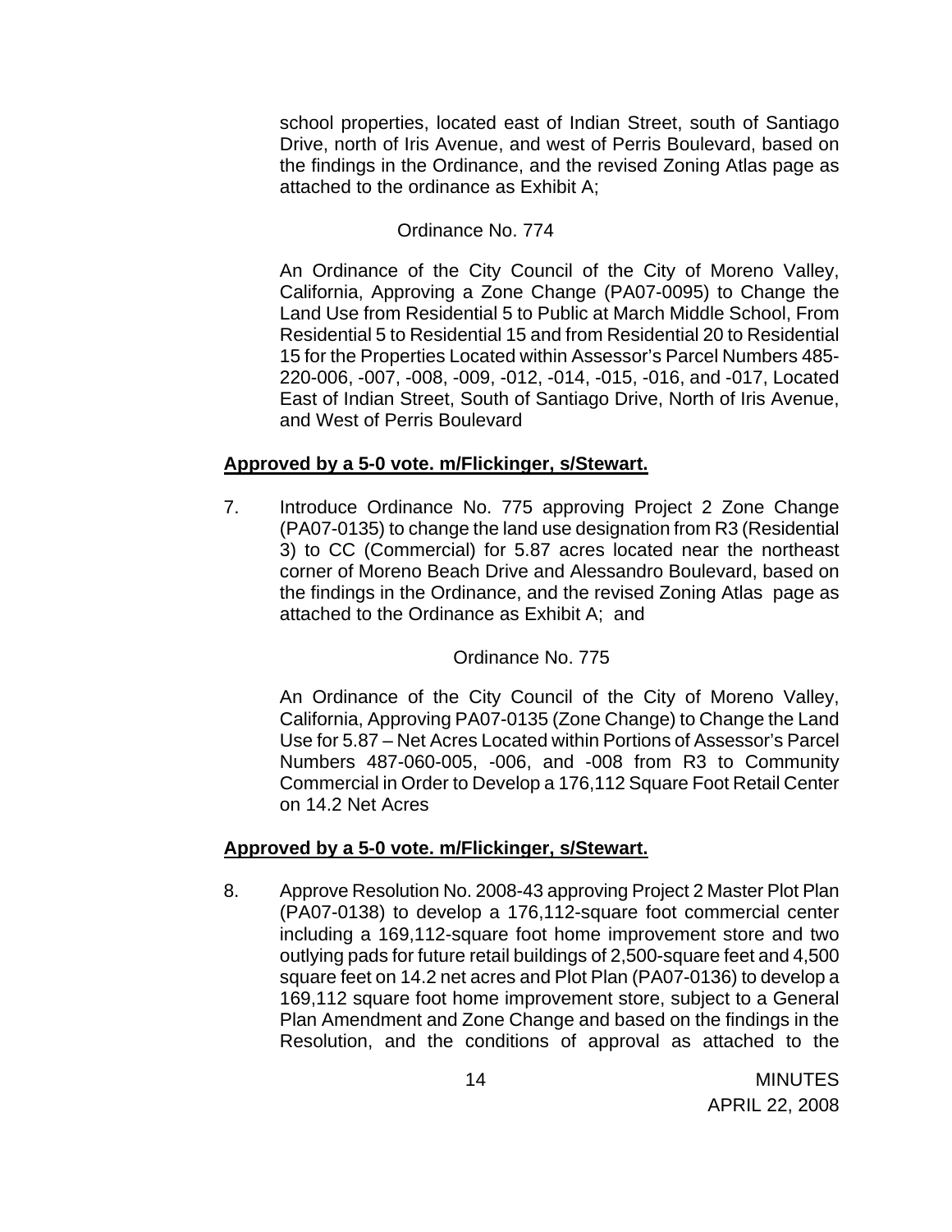school properties, located east of Indian Street, south of Santiago Drive, north of Iris Avenue, and west of Perris Boulevard, based on the findings in the Ordinance, and the revised Zoning Atlas page as attached to the ordinance as Exhibit A;

Ordinance No. 774

An Ordinance of the City Council of the City of Moreno Valley, California, Approving a Zone Change (PA07-0095) to Change the Land Use from Residential 5 to Public at March Middle School, From Residential 5 to Residential 15 and from Residential 20 to Residential 15 for the Properties Located within Assessor's Parcel Numbers 485-220-006, -007, -008, -009, -012, -014, -015, -016, and -017, Located East of Indian Street, South of Santiago Drive, North of Iris Avenue, and West of Perris Boulevard

**Approved by a 5-0 vote. m/Flickinger, s/Stewart.**

7. Introduce Ordinance No. 775 approving Project 2 Zone Change (PA07-0135) to change the land use designation from R3 (Residential 3) to CC (Commercial) for 5.87 acres located near the northeast corner of Moreno Beach Drive and Alessandro Boulevard, based on the findings in the Ordinance, and the revised Zoning Atlas page as attached to the Ordinance as Exhibit A; and

   Ordinance No. 775

   An Ordinance of the City Council of the City of Moreno Valley, California, Approving PA07-0135 (Zone Change) to Change the Land Use for 5.87 – Net Acres Located within Portions of Assessor's Parcel Numbers 487-060-005, -006, and -008 from R3 to Community Commercial in Order to Develop a 176,112 Square Foot Retail Center on 14.2 Net Acres

**Approved by a 5-0 vote. m/Flickinger, s/Stewart.**

8. Approve Resolution No. 2008-43 approving Project 2 Master Plot Plan (PA07-0138) to develop a 176,112-square foot commercial center including a 169,112-square foot home improvement store and two outlying pads for future retail buildings of 2,500-square feet and 4,500 square feet on 14.2 net acres and Plot Plan (PA07-0136) to develop a 169,112 square foot home improvement store, subject to a General Plan Amendment and Zone Change and based on the findings in the Resolution, and the conditions of approval as attached to the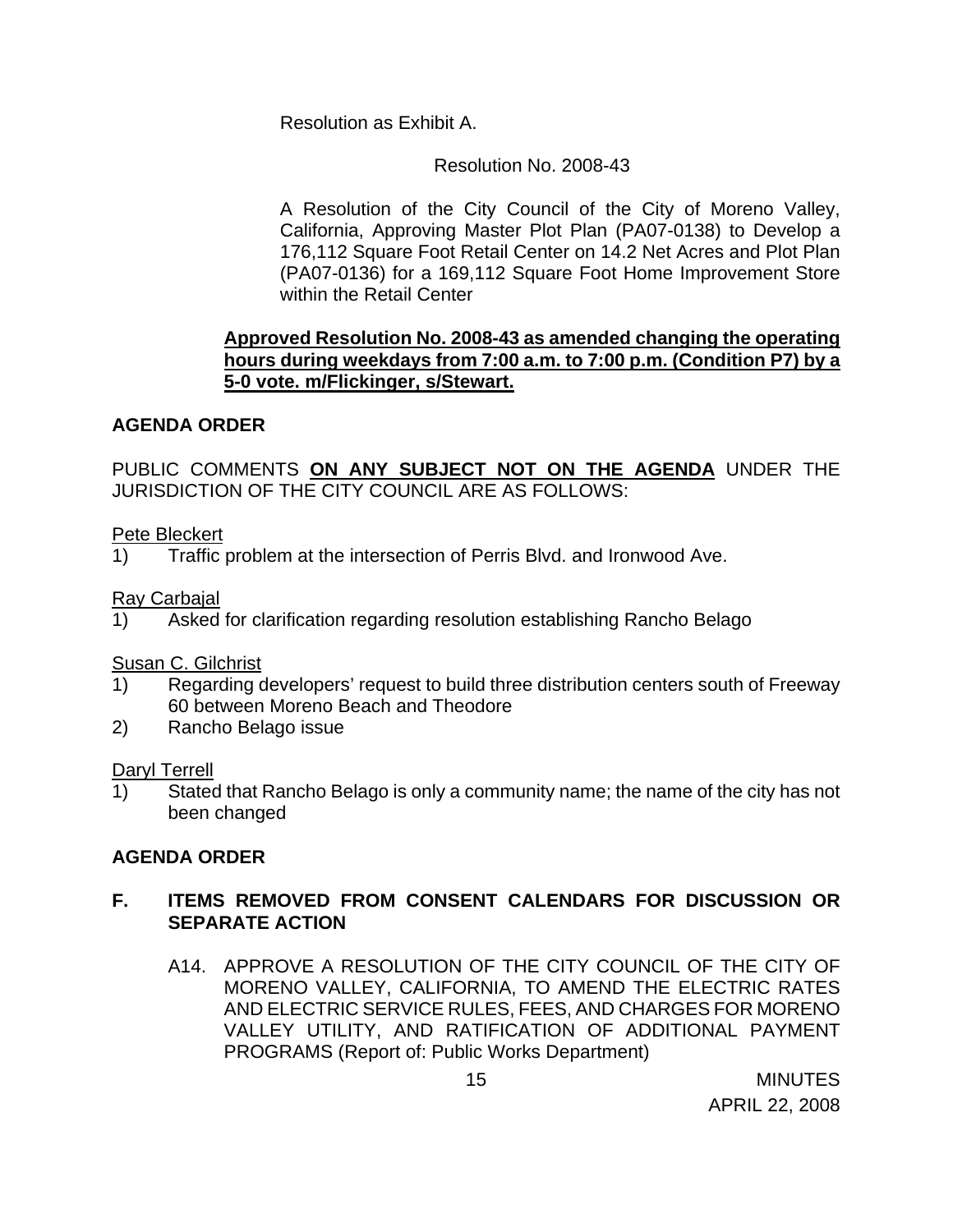Resolution as Exhibit A.

Resolution No. 2008-43

A Resolution of the City Council of the City of Moreno Valley, California, Approving Master Plot Plan (PA07-0138) to Develop a 176,112 Square Foot Retail Center on 14.2 Net Acres and Plot Plan (PA07-0136) for a 169,112 Square Foot Home Improvement Store within the Retail Center

**Approved Resolution No. 2008-43 as amended changing the operating hours during weekdays from 7:00 a.m. to 7:00 p.m. (Condition P7) by a 5-0 vote. m/Flickinger, s/Stewart.**

**AGENDA ORDER**

PUBLIC COMMENTS **ON ANY SUBJECT NOT ON THE AGENDA** UNDER THE JURISDICTION OF THE CITY COUNCIL ARE AS FOLLOWS:

Pete Bleckert

1) Traffic problem at the intersection of Perris Blvd. and Ironwood Ave.

Ray Carbajal

1) Asked for clarification regarding resolution establishing Rancho Belago

Susan C. Gilchrist

1) Regarding developers' request to build three distribution centers south of Freeway 60 between Moreno Beach and Theodore
2) Rancho Belago issue

Daryl Terrell

1) Stated that Rancho Belago is only a community name; the name of the city has not been changed

**AGENDA ORDER**

**F. ITEMS REMOVED FROM CONSENT CALENDARS FOR DISCUSSION OR SEPARATE ACTION**

A14. APPROVE A RESOLUTION OF THE CITY COUNCIL OF THE CITY OF MORENO VALLEY, CALIFORNIA, TO AMEND THE ELECTRIC RATES AND ELECTRIC SERVICE RULES, FEES, AND CHARGES FOR MORENO VALLEY UTILITY, AND RATIFICATION OF ADDITIONAL PAYMENT PROGRAMS (Report of: Public Works Department)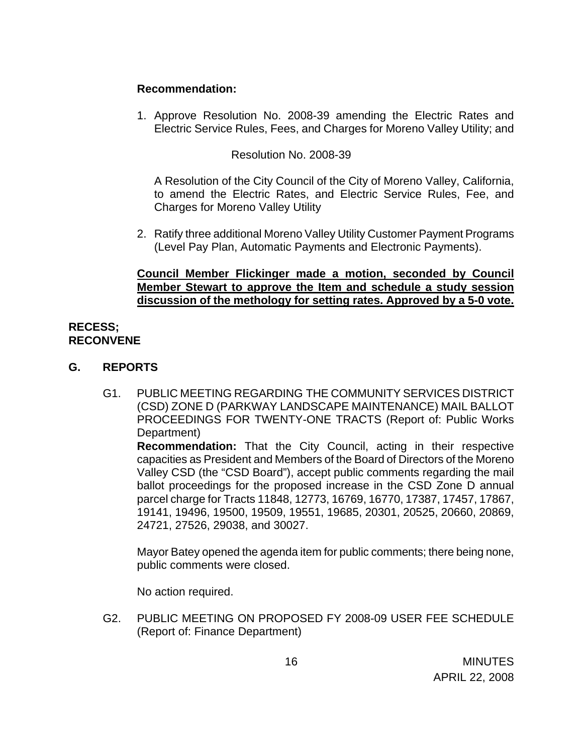**Recommendation:**

1. Approve Resolution No. 2008-39 amending the Electric Rates and Electric Service Rules, Fees, and Charges for Moreno Valley Utility; and

   Resolution No. 2008-39

   A Resolution of the City Council of the City of Moreno Valley, California, to amend the Electric Rates, and Electric Service Rules, Fee, and Charges for Moreno Valley Utility

2. Ratify three additional Moreno Valley Utility Customer Payment Programs (Level Pay Plan, Automatic Payments and Electronic Payments).

**Council Member Flickinger made a motion, seconded by Council Member Stewart to approve the Item and schedule a study session discussion of the methology for setting rates. Approved by a 5-0 vote.**

**RECESS; RECONVENE**

## G. REPORTS

G1. PUBLIC MEETING REGARDING THE COMMUNITY SERVICES DISTRICT (CSD) ZONE D (PARKWAY LANDSCAPE MAINTENANCE) MAIL BALLOT PROCEEDINGS FOR TWENTY-ONE TRACTS (Report of: Public Works Department)
**Recommendation:** That the City Council, acting in their respective capacities as President and Members of the Board of Directors of the Moreno Valley CSD (the "CSD Board"), accept public comments regarding the mail ballot proceedings for the proposed increase in the CSD Zone D annual parcel charge for Tracts 11848, 12773, 16769, 16770, 17387, 17457, 17867, 19141, 19496, 19500, 19509, 19551, 19685, 20301, 20525, 20660, 20869, 24721, 27526, 29038, and 30027.

Mayor Batey opened the agenda item for public comments; there being none, public comments were closed.

No action required.

G2. PUBLIC MEETING ON PROPOSED FY 2008-09 USER FEE SCHEDULE (Report of: Finance Department)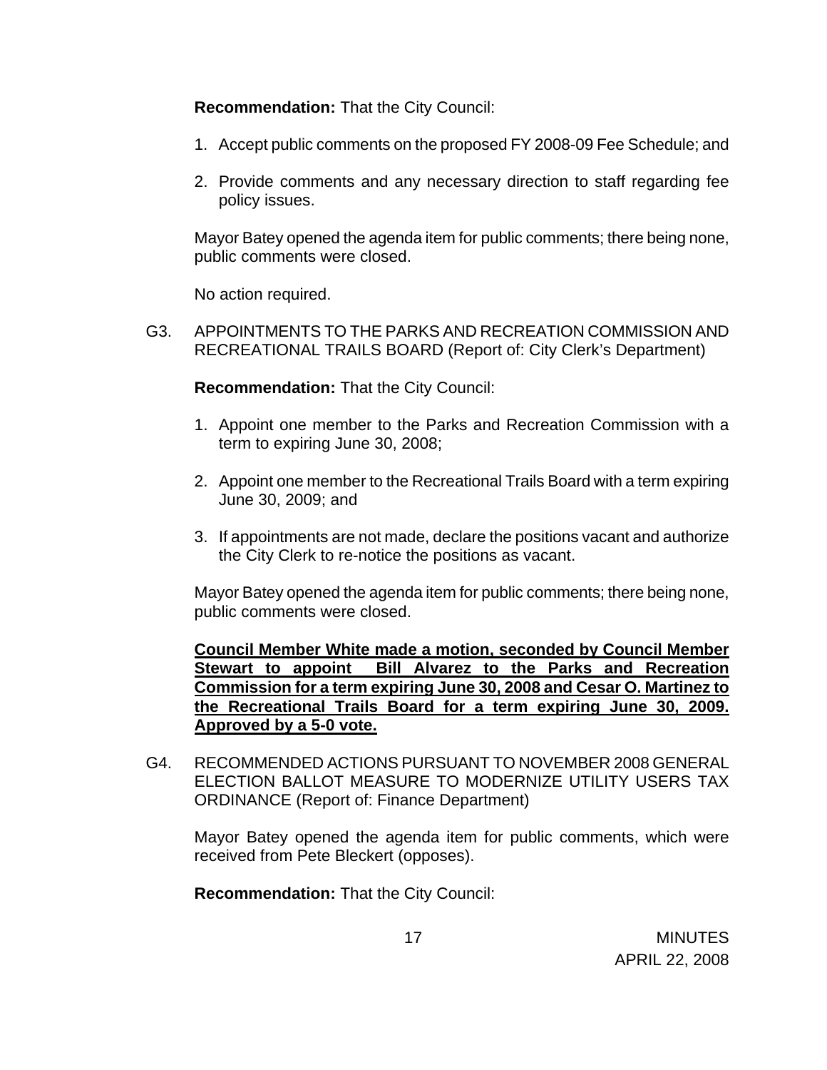**Recommendation:** That the City Council:

1. Accept public comments on the proposed FY 2008-09 Fee Schedule; and

2. Provide comments and any necessary direction to staff regarding fee policy issues.

Mayor Batey opened the agenda item for public comments; there being none, public comments were closed.

No action required.

G3. APPOINTMENTS TO THE PARKS AND RECREATION COMMISSION AND RECREATIONAL TRAILS BOARD (Report of: City Clerk's Department)

**Recommendation:** That the City Council:

1. Appoint one member to the Parks and Recreation Commission with a term to expiring June 30, 2008;

2. Appoint one member to the Recreational Trails Board with a term expiring June 30, 2009; and

3. If appointments are not made, declare the positions vacant and authorize the City Clerk to re-notice the positions as vacant.

Mayor Batey opened the agenda item for public comments; there being none, public comments were closed.

**Council Member White made a motion, seconded by Council Member Stewart to appoint Bill Alvarez to the Parks and Recreation Commission for a term expiring June 30, 2008 and Cesar O. Martinez to the Recreational Trails Board for a term expiring June 30, 2009. Approved by a 5-0 vote.**

G4. RECOMMENDED ACTIONS PURSUANT TO NOVEMBER 2008 GENERAL ELECTION BALLOT MEASURE TO MODERNIZE UTILITY USERS TAX ORDINANCE (Report of: Finance Department)

Mayor Batey opened the agenda item for public comments, which were received from Pete Bleckert (opposes).

**Recommendation:** That the City Council: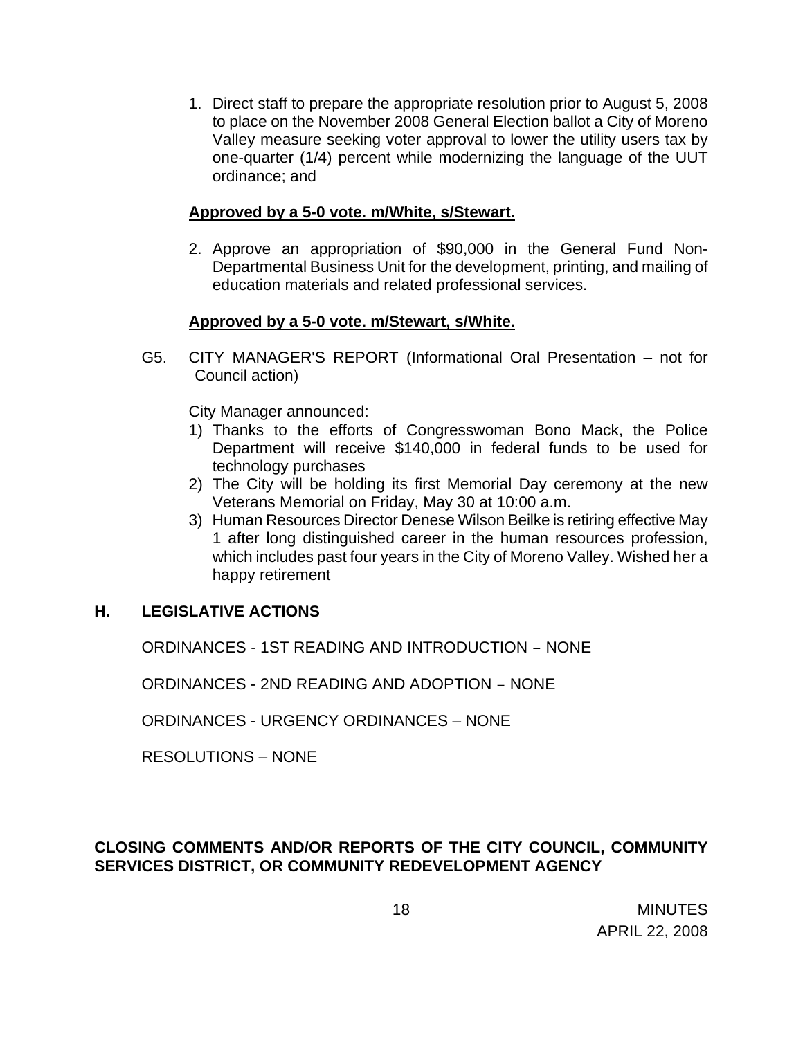1. Direct staff to prepare the appropriate resolution prior to August 5, 2008 to place on the November 2008 General Election ballot a City of Moreno Valley measure seeking voter approval to lower the utility users tax by one-quarter (1/4) percent while modernizing the language of the UUT ordinance; and

**Approved by a 5-0 vote. m/White, s/Stewart.**

2. Approve an appropriation of $90,000 in the General Fund Non-Departmental Business Unit for the development, printing, and mailing of education materials and related professional services.

**Approved by a 5-0 vote. m/Stewart, s/White.**

G5. CITY MANAGER'S REPORT (Informational Oral Presentation – not for Council action)

City Manager announced:

1) Thanks to the efforts of Congresswoman Bono Mack, the Police Department will receive $140,000 in federal funds to be used for technology purchases
2) The City will be holding its first Memorial Day ceremony at the new Veterans Memorial on Friday, May 30 at 10:00 a.m.
3) Human Resources Director Denese Wilson Beilke is retiring effective May 1 after long distinguished career in the human resources profession, which includes past four years in the City of Moreno Valley. Wished her a happy retirement

## H. LEGISLATIVE ACTIONS

ORDINANCES - 1ST READING AND INTRODUCTION – NONE

ORDINANCES - 2ND READING AND ADOPTION – NONE

ORDINANCES - URGENCY ORDINANCES – NONE

RESOLUTIONS – NONE

**CLOSING COMMENTS AND/OR REPORTS OF THE CITY COUNCIL, COMMUNITY SERVICES DISTRICT, OR COMMUNITY REDEVELOPMENT AGENCY**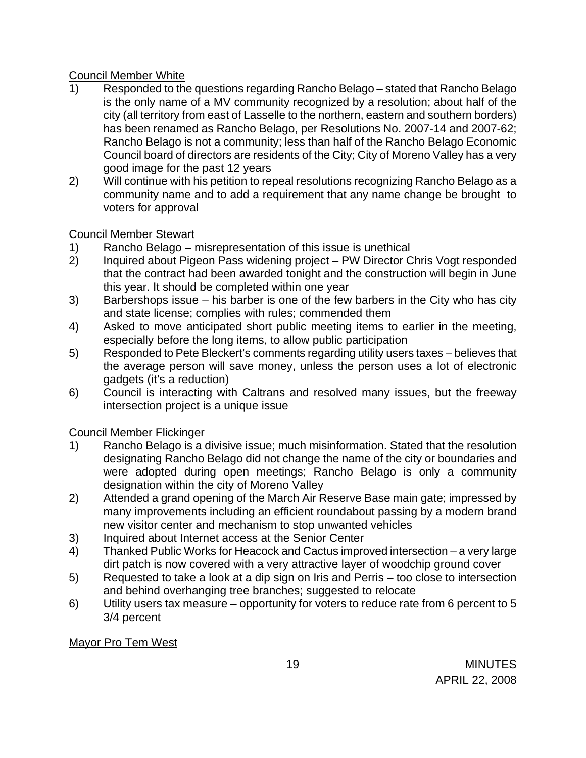Council Member White

1) Responded to the questions regarding Rancho Belago – stated that Rancho Belago is the only name of a MV community recognized by a resolution; about half of the city (all territory from east of Lasselle to the northern, eastern and southern borders) has been renamed as Rancho Belago, per Resolutions No. 2007-14 and 2007-62; Rancho Belago is not a community; less than half of the Rancho Belago Economic Council board of directors are residents of the City; City of Moreno Valley has a very good image for the past 12 years
2) Will continue with his petition to repeal resolutions recognizing Rancho Belago as a community name and to add a requirement that any name change be brought to voters for approval

Council Member Stewart

1) Rancho Belago – misrepresentation of this issue is unethical
2) Inquired about Pigeon Pass widening project – PW Director Chris Vogt responded that the contract had been awarded tonight and the construction will begin in June this year. It should be completed within one year
3) Barbershops issue – his barber is one of the few barbers in the City who has city and state license; complies with rules; commended them
4) Asked to move anticipated short public meeting items to earlier in the meeting, especially before the long items, to allow public participation
5) Responded to Pete Bleckert's comments regarding utility users taxes – believes that the average person will save money, unless the person uses a lot of electronic gadgets (it's a reduction)
6) Council is interacting with Caltrans and resolved many issues, but the freeway intersection project is a unique issue

Council Member Flickinger

1) Rancho Belago is a divisive issue; much misinformation. Stated that the resolution designating Rancho Belago did not change the name of the city or boundaries and were adopted during open meetings; Rancho Belago is only a community designation within the city of Moreno Valley
2) Attended a grand opening of the March Air Reserve Base main gate; impressed by many improvements including an efficient roundabout passing by a modern brand new visitor center and mechanism to stop unwanted vehicles
3) Inquired about Internet access at the Senior Center
4) Thanked Public Works for Heacock and Cactus improved intersection – a very large dirt patch is now covered with a very attractive layer of woodchip ground cover
5) Requested to take a look at a dip sign on Iris and Perris – too close to intersection and behind overhanging tree branches; suggested to relocate
6) Utility users tax measure – opportunity for voters to reduce rate from 6 percent to 5 3/4 percent

Mayor Pro Tem West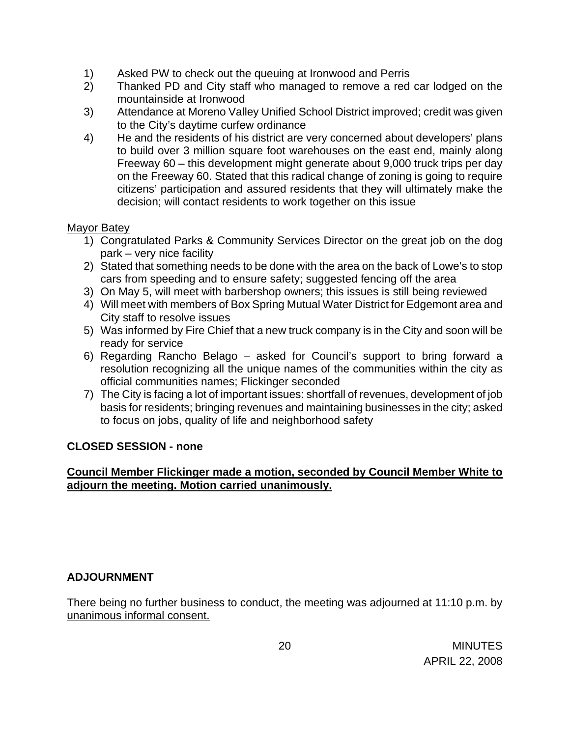1) Asked PW to check out the queuing at Ironwood and Perris
2) Thanked PD and City staff who managed to remove a red car lodged on the mountainside at Ironwood
3) Attendance at Moreno Valley Unified School District improved; credit was given to the City's daytime curfew ordinance
4) He and the residents of his district are very concerned about developers' plans to build over 3 million square foot warehouses on the east end, mainly along Freeway 60 – this development might generate about 9,000 truck trips per day on the Freeway 60. Stated that this radical change of zoning is going to require citizens' participation and assured residents that they will ultimately make the decision; will contact residents to work together on this issue

<u>Mayor Batey</u>

1) Congratulated Parks & Community Services Director on the great job on the dog park – very nice facility
2) Stated that something needs to be done with the area on the back of Lowe's to stop cars from speeding and to ensure safety; suggested fencing off the area
3) On May 5, will meet with barbershop owners; this issues is still being reviewed
4) Will meet with members of Box Spring Mutual Water District for Edgemont area and City staff to resolve issues
5) Was informed by Fire Chief that a new truck company is in the City and soon will be ready for service
6) Regarding Rancho Belago – asked for Council's support to bring forward a resolution recognizing all the unique names of the communities within the city as official communities names; Flickinger seconded
7) The City is facing a lot of important issues: shortfall of revenues, development of job basis for residents; bringing revenues and maintaining businesses in the city; asked to focus on jobs, quality of life and neighborhood safety

**CLOSED SESSION - none**

**<u>Council Member Flickinger made a motion, seconded by Council Member White to adjourn the meeting. Motion carried unanimously.</u>**

**ADJOURNMENT**

There being no further business to conduct, the meeting was adjourned at 11:10 p.m. by <u>unanimous informal consent.</u>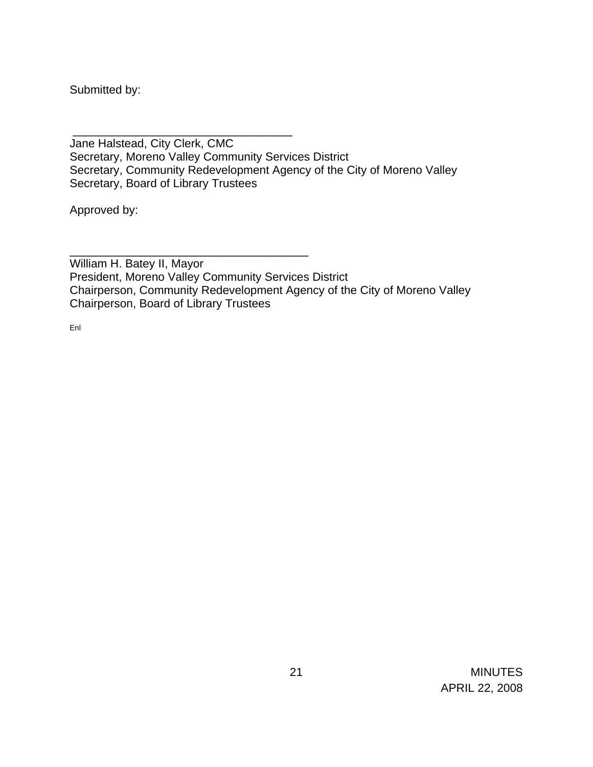Submitted by:

\_\_\_\_\_\_\_\_\_\_\_\_\_\_\_\_\_\_\_\_\_\_\_\_\_\_\_\_\_\_\_\_\_\_\_

Jane Halstead, City Clerk, CMC
Secretary, Moreno Valley Community Services District
Secretary, Community Redevelopment Agency of the City of Moreno Valley
Secretary, Board of Library Trustees

Approved by:

\_\_\_\_\_\_\_\_\_\_\_\_\_\_\_\_\_\_\_\_\_\_\_\_\_\_\_\_\_\_\_\_\_\_\_\_\_

William H. Batey II, Mayor
President, Moreno Valley Community Services District
Chairperson, Community Redevelopment Agency of the City of Moreno Valley
Chairperson, Board of Library Trustees

Enl